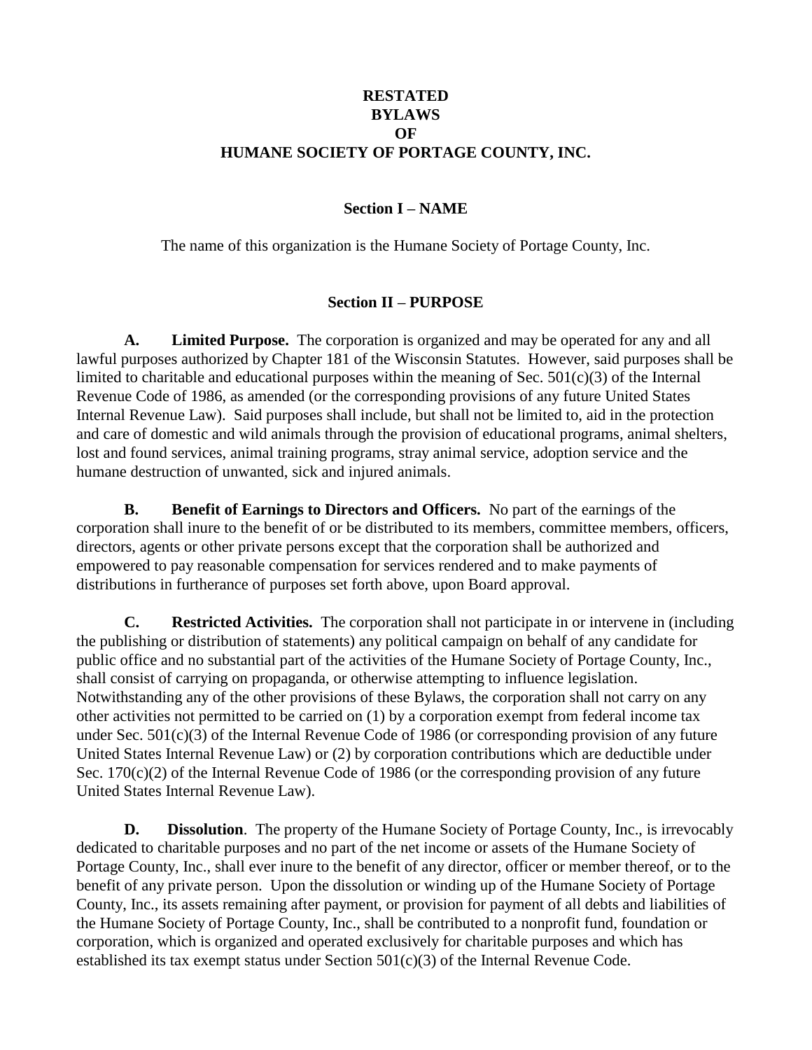# RESTATED BYLAWS OF HUMANE SOCIETY OF PORTAGE COUNTY, INC.

## Section I – NAME

The name of this organization is the Humane Society of Portage County, Inc.

## Section II – PURPOSE

**A. Limited Purpose.** The corporation is organized and may be operated for any and all lawful purposes authorized by Chapter 181 of the Wisconsin Statutes. However, said purposes shall be limited to charitable and educational purposes within the meaning of Sec. 501(c)(3) of the Internal Revenue Code of 1986, as amended (or the corresponding provisions of any future United States Internal Revenue Law). Said purposes shall include, but shall not be limited to, aid in the protection and care of domestic and wild animals through the provision of educational programs, animal shelters, lost and found services, animal training programs, stray animal service, adoption service and the humane destruction of unwanted, sick and injured animals.

**B. Benefit of Earnings to Directors and Officers.** No part of the earnings of the corporation shall inure to the benefit of or be distributed to its members, committee members, officers, directors, agents or other private persons except that the corporation shall be authorized and empowered to pay reasonable compensation for services rendered and to make payments of distributions in furtherance of purposes set forth above, upon Board approval.

**C. Restricted Activities.** The corporation shall not participate in or intervene in (including the publishing or distribution of statements) any political campaign on behalf of any candidate for public office and no substantial part of the activities of the Humane Society of Portage County, Inc., shall consist of carrying on propaganda, or otherwise attempting to influence legislation. Notwithstanding any of the other provisions of these Bylaws, the corporation shall not carry on any other activities not permitted to be carried on (1) by a corporation exempt from federal income tax under Sec. 501(c)(3) of the Internal Revenue Code of 1986 (or corresponding provision of any future United States Internal Revenue Law) or (2) by corporation contributions which are deductible under Sec. 170(c)(2) of the Internal Revenue Code of 1986 (or the corresponding provision of any future United States Internal Revenue Law).

**D. Dissolution**. The property of the Humane Society of Portage County, Inc., is irrevocably dedicated to charitable purposes and no part of the net income or assets of the Humane Society of Portage County, Inc., shall ever inure to the benefit of any director, officer or member thereof, or to the benefit of any private person. Upon the dissolution or winding up of the Humane Society of Portage County, Inc., its assets remaining after payment, or provision for payment of all debts and liabilities of the Humane Society of Portage County, Inc., shall be contributed to a nonprofit fund, foundation or corporation, which is organized and operated exclusively for charitable purposes and which has established its tax exempt status under Section 501(c)(3) of the Internal Revenue Code.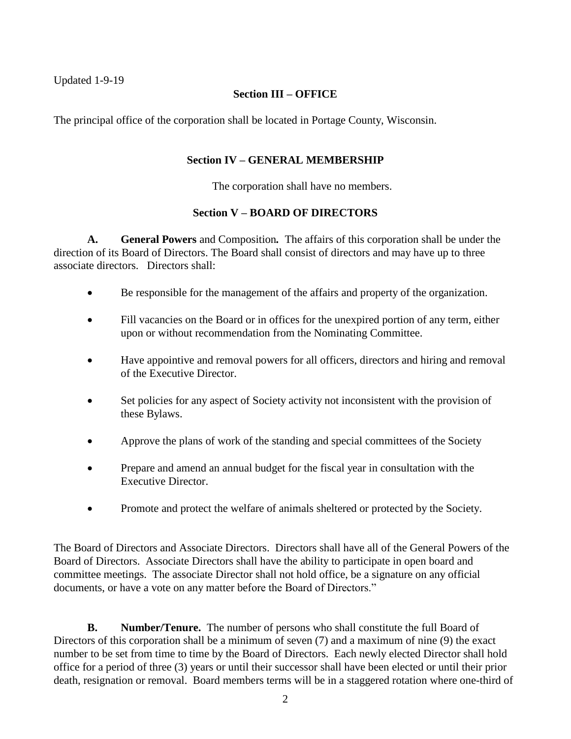Updated 1-9-19

## Section III – OFFICE

The principal office of the corporation shall be located in Portage County, Wisconsin.

## Section IV – GENERAL MEMBERSHIP

The corporation shall have no members.

## Section V – BOARD OF DIRECTORS

**A. General Powers** and Composition**.** The affairs of this corporation shall be under the direction of its Board of Directors. The Board shall consist of directors and may have up to three associate directors. Directors shall:

- Be responsible for the management of the affairs and property of the organization.
- Fill vacancies on the Board or in offices for the unexpired portion of any term, either upon or without recommendation from the Nominating Committee.
- Have appointive and removal powers for all officers, directors and hiring and removal of the Executive Director.
- Set policies for any aspect of Society activity not inconsistent with the provision of these Bylaws.
- Approve the plans of work of the standing and special committees of the Society
- Prepare and amend an annual budget for the fiscal year in consultation with the Executive Director.
- Promote and protect the welfare of animals sheltered or protected by the Society.

The Board of Directors and Associate Directors. Directors shall have all of the General Powers of the Board of Directors. Associate Directors shall have the ability to participate in open board and committee meetings. The associate Director shall not hold office, be a signature on any official documents, or have a vote on any matter before the Board of Directors."

**B. Number/Tenure.** The number of persons who shall constitute the full Board of Directors of this corporation shall be a minimum of seven (7) and a maximum of nine (9) the exact number to be set from time to time by the Board of Directors. Each newly elected Director shall hold office for a period of three (3) years or until their successor shall have been elected or until their prior death, resignation or removal. Board members terms will be in a staggered rotation where one-third of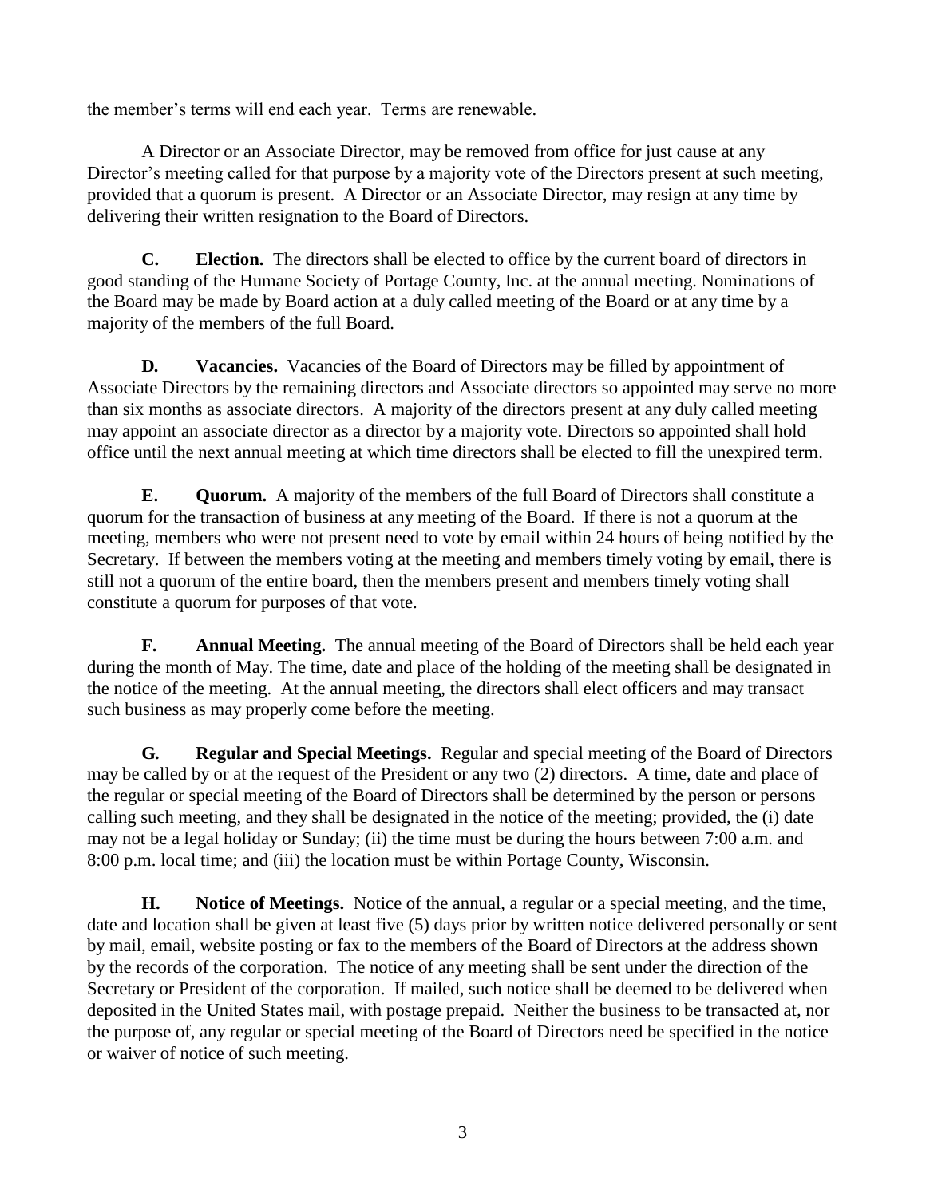the member's terms will end each year. Terms are renewable.

A Director or an Associate Director, may be removed from office for just cause at any Director's meeting called for that purpose by a majority vote of the Directors present at such meeting, provided that a quorum is present. A Director or an Associate Director, may resign at any time by delivering their written resignation to the Board of Directors.

**C. Election.** The directors shall be elected to office by the current board of directors in good standing of the Humane Society of Portage County, Inc. at the annual meeting. Nominations of the Board may be made by Board action at a duly called meeting of the Board or at any time by a majority of the members of the full Board.

**D. Vacancies.** Vacancies of the Board of Directors may be filled by appointment of Associate Directors by the remaining directors and Associate directors so appointed may serve no more than six months as associate directors. A majority of the directors present at any duly called meeting may appoint an associate director as a director by a majority vote. Directors so appointed shall hold office until the next annual meeting at which time directors shall be elected to fill the unexpired term.

**E. Quorum.** A majority of the members of the full Board of Directors shall constitute a quorum for the transaction of business at any meeting of the Board. If there is not a quorum at the meeting, members who were not present need to vote by email within 24 hours of being notified by the Secretary. If between the members voting at the meeting and members timely voting by email, there is still not a quorum of the entire board, then the members present and members timely voting shall constitute a quorum for purposes of that vote.

**F. Annual Meeting.** The annual meeting of the Board of Directors shall be held each year during the month of May. The time, date and place of the holding of the meeting shall be designated in the notice of the meeting. At the annual meeting, the directors shall elect officers and may transact such business as may properly come before the meeting.

**G. Regular and Special Meetings.** Regular and special meeting of the Board of Directors may be called by or at the request of the President or any two (2) directors. A time, date and place of the regular or special meeting of the Board of Directors shall be determined by the person or persons calling such meeting, and they shall be designated in the notice of the meeting; provided, the (i) date may not be a legal holiday or Sunday; (ii) the time must be during the hours between 7:00 a.m. and 8:00 p.m. local time; and (iii) the location must be within Portage County, Wisconsin.

**H. Notice of Meetings.** Notice of the annual, a regular or a special meeting, and the time, date and location shall be given at least five (5) days prior by written notice delivered personally or sent by mail, email, website posting or fax to the members of the Board of Directors at the address shown by the records of the corporation. The notice of any meeting shall be sent under the direction of the Secretary or President of the corporation. If mailed, such notice shall be deemed to be delivered when deposited in the United States mail, with postage prepaid. Neither the business to be transacted at, nor the purpose of, any regular or special meeting of the Board of Directors need be specified in the notice or waiver of notice of such meeting.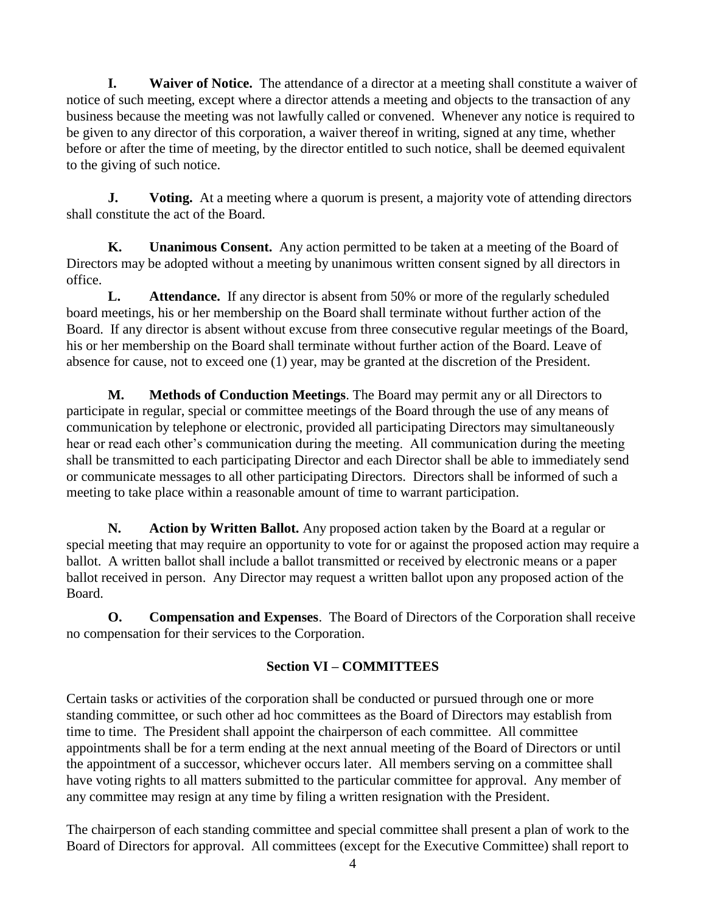**I. Waiver of Notice.** The attendance of a director at a meeting shall constitute a waiver of notice of such meeting, except where a director attends a meeting and objects to the transaction of any business because the meeting was not lawfully called or convened. Whenever any notice is required to be given to any director of this corporation, a waiver thereof in writing, signed at any time, whether before or after the time of meeting, by the director entitled to such notice, shall be deemed equivalent to the giving of such notice.

**J. Voting.** At a meeting where a quorum is present, a majority vote of attending directors shall constitute the act of the Board.

**K. Unanimous Consent.** Any action permitted to be taken at a meeting of the Board of Directors may be adopted without a meeting by unanimous written consent signed by all directors in office.

**L. Attendance.** If any director is absent from 50% or more of the regularly scheduled board meetings, his or her membership on the Board shall terminate without further action of the Board. If any director is absent without excuse from three consecutive regular meetings of the Board, his or her membership on the Board shall terminate without further action of the Board. Leave of absence for cause, not to exceed one (1) year, may be granted at the discretion of the President.

**M. Methods of Conduction Meetings**. The Board may permit any or all Directors to participate in regular, special or committee meetings of the Board through the use of any means of communication by telephone or electronic, provided all participating Directors may simultaneously hear or read each other's communication during the meeting. All communication during the meeting shall be transmitted to each participating Director and each Director shall be able to immediately send or communicate messages to all other participating Directors. Directors shall be informed of such a meeting to take place within a reasonable amount of time to warrant participation.

**N. Action by Written Ballot.** Any proposed action taken by the Board at a regular or special meeting that may require an opportunity to vote for or against the proposed action may require a ballot. A written ballot shall include a ballot transmitted or received by electronic means or a paper ballot received in person. Any Director may request a written ballot upon any proposed action of the Board.

**O. Compensation and Expenses**. The Board of Directors of the Corporation shall receive no compensation for their services to the Corporation.

## Section VI – COMMITTEES

Certain tasks or activities of the corporation shall be conducted or pursued through one or more standing committee, or such other ad hoc committees as the Board of Directors may establish from time to time. The President shall appoint the chairperson of each committee. All committee appointments shall be for a term ending at the next annual meeting of the Board of Directors or until the appointment of a successor, whichever occurs later. All members serving on a committee shall have voting rights to all matters submitted to the particular committee for approval. Any member of any committee may resign at any time by filing a written resignation with the President.

The chairperson of each standing committee and special committee shall present a plan of work to the Board of Directors for approval. All committees (except for the Executive Committee) shall report to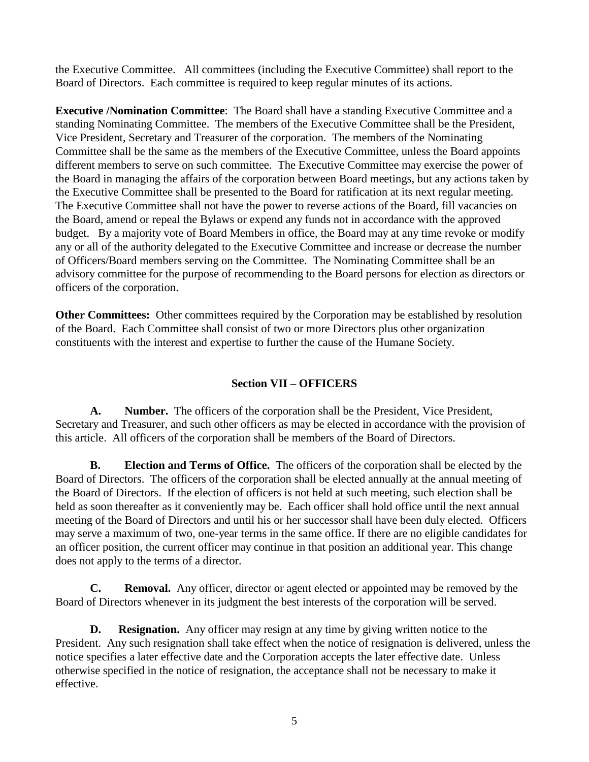the Executive Committee. All committees (including the Executive Committee) shall report to the Board of Directors. Each committee is required to keep regular minutes of its actions.

**Executive /Nomination Committee**: The Board shall have a standing Executive Committee and a standing Nominating Committee. The members of the Executive Committee shall be the President, Vice President, Secretary and Treasurer of the corporation. The members of the Nominating Committee shall be the same as the members of the Executive Committee, unless the Board appoints different members to serve on such committee. The Executive Committee may exercise the power of the Board in managing the affairs of the corporation between Board meetings, but any actions taken by the Executive Committee shall be presented to the Board for ratification at its next regular meeting. The Executive Committee shall not have the power to reverse actions of the Board, fill vacancies on the Board, amend or repeal the Bylaws or expend any funds not in accordance with the approved budget. By a majority vote of Board Members in office, the Board may at any time revoke or modify any or all of the authority delegated to the Executive Committee and increase or decrease the number of Officers/Board members serving on the Committee. The Nominating Committee shall be an advisory committee for the purpose of recommending to the Board persons for election as directors or officers of the corporation.

**Other Committees:** Other committees required by the Corporation may be established by resolution of the Board. Each Committee shall consist of two or more Directors plus other organization constituents with the interest and expertise to further the cause of the Humane Society.

## Section VII – OFFICERS

**A. Number.** The officers of the corporation shall be the President, Vice President, Secretary and Treasurer, and such other officers as may be elected in accordance with the provision of this article. All officers of the corporation shall be members of the Board of Directors.

**B. Election and Terms of Office.** The officers of the corporation shall be elected by the Board of Directors. The officers of the corporation shall be elected annually at the annual meeting of the Board of Directors. If the election of officers is not held at such meeting, such election shall be held as soon thereafter as it conveniently may be. Each officer shall hold office until the next annual meeting of the Board of Directors and until his or her successor shall have been duly elected. Officers may serve a maximum of two, one-year terms in the same office. If there are no eligible candidates for an officer position, the current officer may continue in that position an additional year. This change does not apply to the terms of a director.

**C. Removal.** Any officer, director or agent elected or appointed may be removed by the Board of Directors whenever in its judgment the best interests of the corporation will be served.

**D. Resignation.** Any officer may resign at any time by giving written notice to the President. Any such resignation shall take effect when the notice of resignation is delivered, unless the notice specifies a later effective date and the Corporation accepts the later effective date. Unless otherwise specified in the notice of resignation, the acceptance shall not be necessary to make it effective.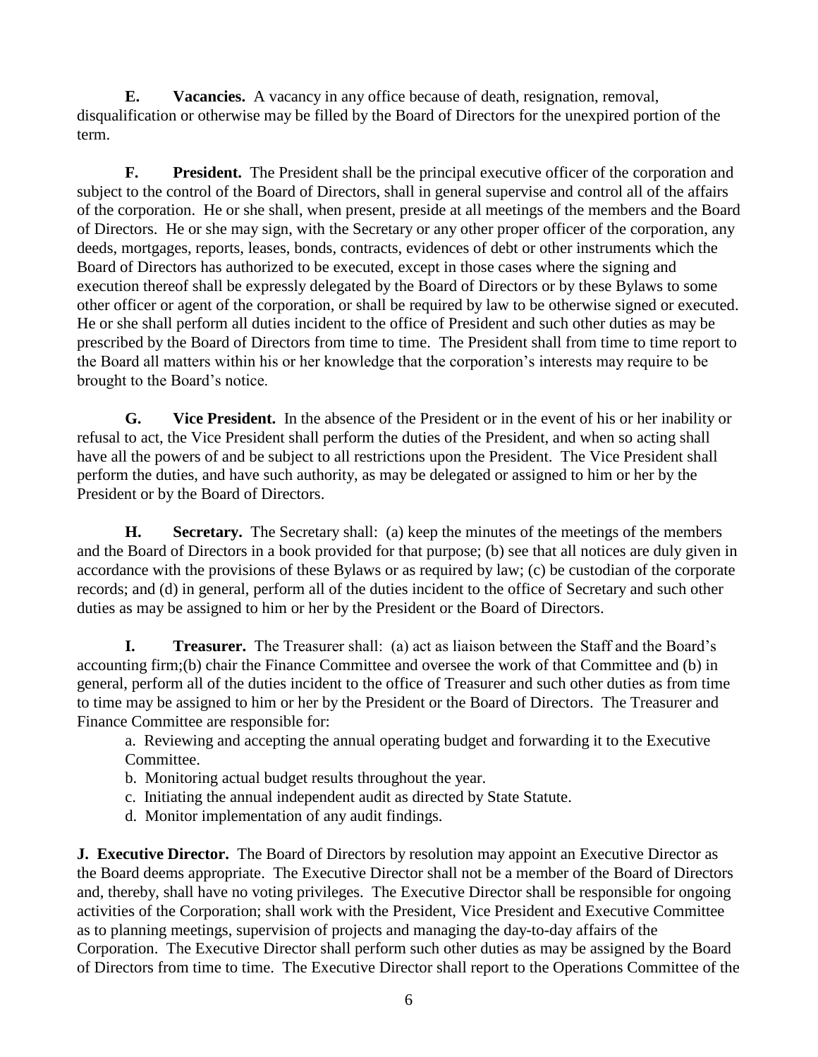**E. Vacancies.** A vacancy in any office because of death, resignation, removal, disqualification or otherwise may be filled by the Board of Directors for the unexpired portion of the term.

**F. President.** The President shall be the principal executive officer of the corporation and subject to the control of the Board of Directors, shall in general supervise and control all of the affairs of the corporation. He or she shall, when present, preside at all meetings of the members and the Board of Directors. He or she may sign, with the Secretary or any other proper officer of the corporation, any deeds, mortgages, reports, leases, bonds, contracts, evidences of debt or other instruments which the Board of Directors has authorized to be executed, except in those cases where the signing and execution thereof shall be expressly delegated by the Board of Directors or by these Bylaws to some other officer or agent of the corporation, or shall be required by law to be otherwise signed or executed. He or she shall perform all duties incident to the office of President and such other duties as may be prescribed by the Board of Directors from time to time. The President shall from time to time report to the Board all matters within his or her knowledge that the corporation's interests may require to be brought to the Board's notice.

**G. Vice President.** In the absence of the President or in the event of his or her inability or refusal to act, the Vice President shall perform the duties of the President, and when so acting shall have all the powers of and be subject to all restrictions upon the President. The Vice President shall perform the duties, and have such authority, as may be delegated or assigned to him or her by the President or by the Board of Directors.

**H. Secretary.** The Secretary shall: (a) keep the minutes of the meetings of the members and the Board of Directors in a book provided for that purpose; (b) see that all notices are duly given in accordance with the provisions of these Bylaws or as required by law; (c) be custodian of the corporate records; and (d) in general, perform all of the duties incident to the office of Secretary and such other duties as may be assigned to him or her by the President or the Board of Directors.

**I. Treasurer.** The Treasurer shall: (a) act as liaison between the Staff and the Board's accounting firm;(b) chair the Finance Committee and oversee the work of that Committee and (b) in general, perform all of the duties incident to the office of Treasurer and such other duties as from time to time may be assigned to him or her by the President or the Board of Directors. The Treasurer and Finance Committee are responsible for:

a. Reviewing and accepting the annual operating budget and forwarding it to the Executive Committee.
b. Monitoring actual budget results throughout the year.
c. Initiating the annual independent audit as directed by State Statute.
d. Monitor implementation of any audit findings.

**J. Executive Director.** The Board of Directors by resolution may appoint an Executive Director as the Board deems appropriate. The Executive Director shall not be a member of the Board of Directors and, thereby, shall have no voting privileges. The Executive Director shall be responsible for ongoing activities of the Corporation; shall work with the President, Vice President and Executive Committee as to planning meetings, supervision of projects and managing the day-to-day affairs of the Corporation. The Executive Director shall perform such other duties as may be assigned by the Board of Directors from time to time. The Executive Director shall report to the Operations Committee of the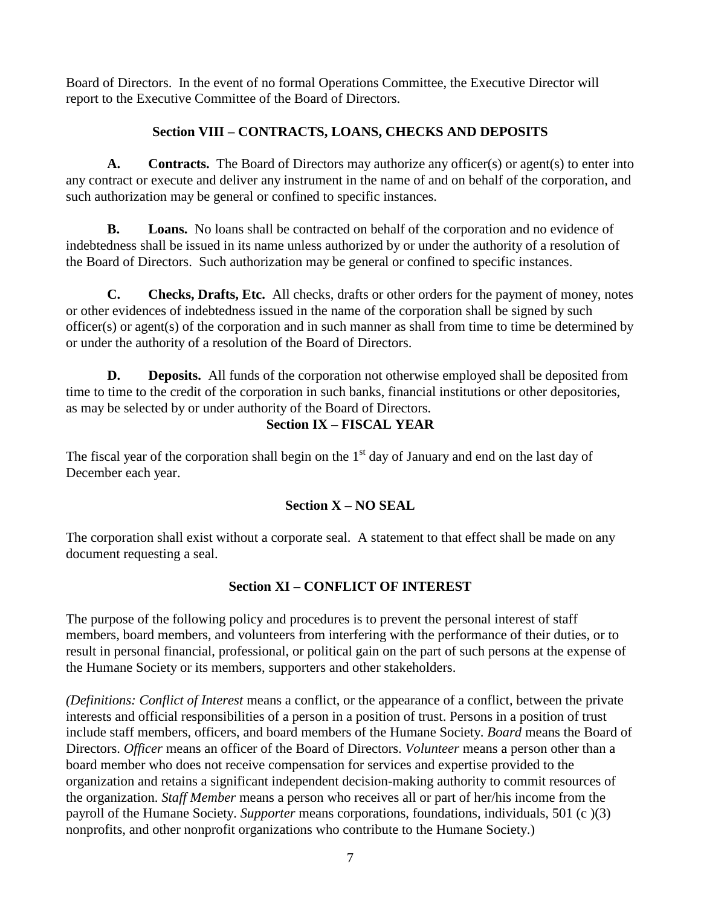Board of Directors. In the event of no formal Operations Committee, the Executive Director will report to the Executive Committee of the Board of Directors.

## Section VIII – CONTRACTS, LOANS, CHECKS AND DEPOSITS

**A. Contracts.** The Board of Directors may authorize any officer(s) or agent(s) to enter into any contract or execute and deliver any instrument in the name of and on behalf of the corporation, and such authorization may be general or confined to specific instances.

**B. Loans.** No loans shall be contracted on behalf of the corporation and no evidence of indebtedness shall be issued in its name unless authorized by or under the authority of a resolution of the Board of Directors. Such authorization may be general or confined to specific instances.

**C. Checks, Drafts, Etc.** All checks, drafts or other orders for the payment of money, notes or other evidences of indebtedness issued in the name of the corporation shall be signed by such officer(s) or agent(s) of the corporation and in such manner as shall from time to time be determined by or under the authority of a resolution of the Board of Directors.

**D. Deposits.** All funds of the corporation not otherwise employed shall be deposited from time to time to the credit of the corporation in such banks, financial institutions or other depositories, as may be selected by or under authority of the Board of Directors.

## Section IX – FISCAL YEAR

The fiscal year of the corporation shall begin on the 1st day of January and end on the last day of December each year.

## Section X – NO SEAL

The corporation shall exist without a corporate seal. A statement to that effect shall be made on any document requesting a seal.

## Section XI – CONFLICT OF INTEREST

The purpose of the following policy and procedures is to prevent the personal interest of staff members, board members, and volunteers from interfering with the performance of their duties, or to result in personal financial, professional, or political gain on the part of such persons at the expense of the Humane Society or its members, supporters and other stakeholders.

*(Definitions: Conflict of Interest* means a conflict, or the appearance of a conflict, between the private interests and official responsibilities of a person in a position of trust. Persons in a position of trust include staff members, officers, and board members of the Humane Society. *Board* means the Board of Directors. *Officer* means an officer of the Board of Directors. *Volunteer* means a person other than a board member who does not receive compensation for services and expertise provided to the organization and retains a significant independent decision-making authority to commit resources of the organization. *Staff Member* means a person who receives all or part of her/his income from the payroll of the Humane Society. *Supporter* means corporations, foundations, individuals, 501 (c )(3) nonprofits, and other nonprofit organizations who contribute to the Humane Society.)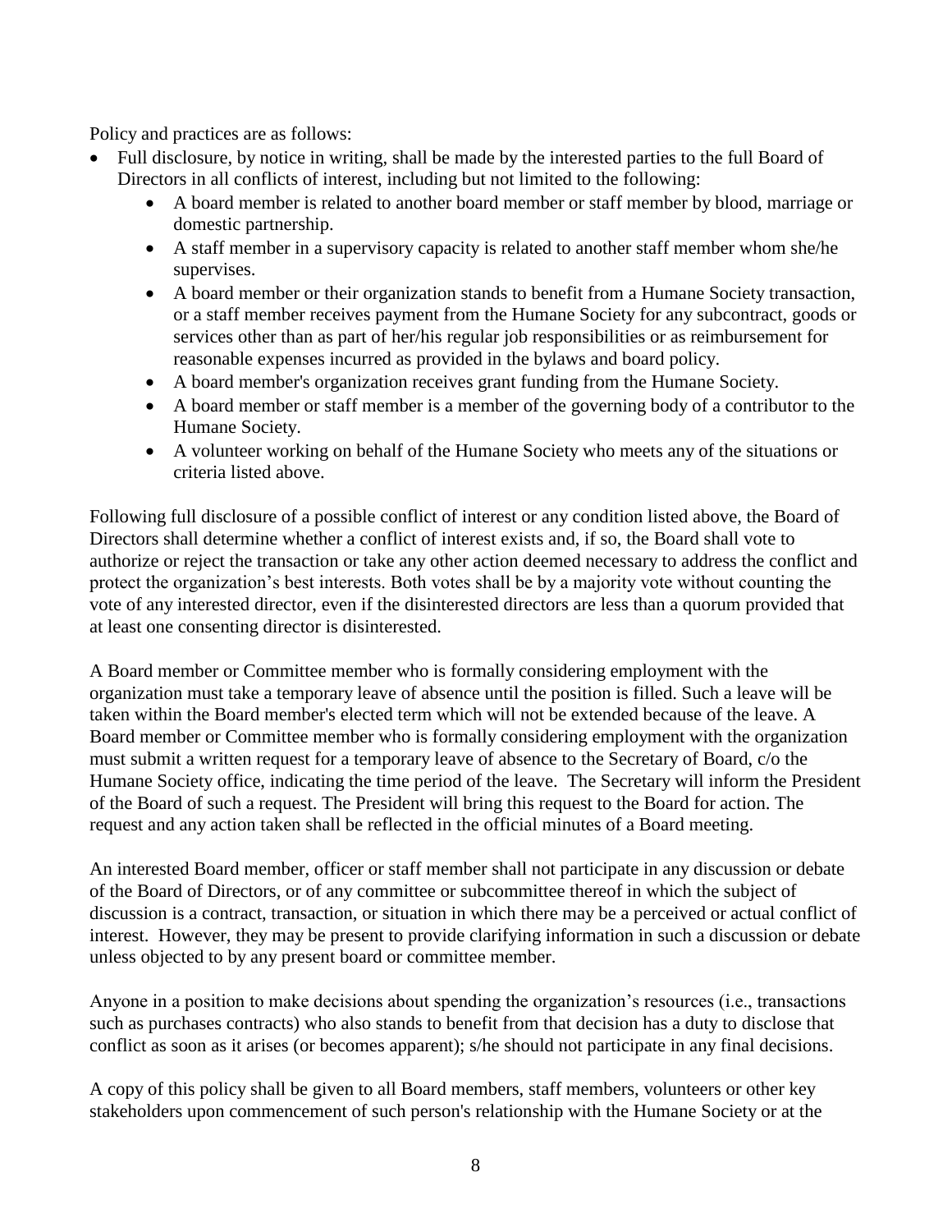Policy and practices are as follows:

- Full disclosure, by notice in writing, shall be made by the interested parties to the full Board of Directors in all conflicts of interest, including but not limited to the following:
  - A board member is related to another board member or staff member by blood, marriage or domestic partnership.
  - A staff member in a supervisory capacity is related to another staff member whom she/he supervises.
  - A board member or their organization stands to benefit from a Humane Society transaction, or a staff member receives payment from the Humane Society for any subcontract, goods or services other than as part of her/his regular job responsibilities or as reimbursement for reasonable expenses incurred as provided in the bylaws and board policy.
  - A board member's organization receives grant funding from the Humane Society.
  - A board member or staff member is a member of the governing body of a contributor to the Humane Society.
  - A volunteer working on behalf of the Humane Society who meets any of the situations or criteria listed above.

Following full disclosure of a possible conflict of interest or any condition listed above, the Board of Directors shall determine whether a conflict of interest exists and, if so, the Board shall vote to authorize or reject the transaction or take any other action deemed necessary to address the conflict and protect the organization's best interests. Both votes shall be by a majority vote without counting the vote of any interested director, even if the disinterested directors are less than a quorum provided that at least one consenting director is disinterested.

A Board member or Committee member who is formally considering employment with the organization must take a temporary leave of absence until the position is filled. Such a leave will be taken within the Board member's elected term which will not be extended because of the leave. A Board member or Committee member who is formally considering employment with the organization must submit a written request for a temporary leave of absence to the Secretary of Board, c/o the Humane Society office, indicating the time period of the leave. The Secretary will inform the President of the Board of such a request. The President will bring this request to the Board for action. The request and any action taken shall be reflected in the official minutes of a Board meeting.

An interested Board member, officer or staff member shall not participate in any discussion or debate of the Board of Directors, or of any committee or subcommittee thereof in which the subject of discussion is a contract, transaction, or situation in which there may be a perceived or actual conflict of interest. However, they may be present to provide clarifying information in such a discussion or debate unless objected to by any present board or committee member.

Anyone in a position to make decisions about spending the organization's resources (i.e., transactions such as purchases contracts) who also stands to benefit from that decision has a duty to disclose that conflict as soon as it arises (or becomes apparent); s/he should not participate in any final decisions.

A copy of this policy shall be given to all Board members, staff members, volunteers or other key stakeholders upon commencement of such person's relationship with the Humane Society or at the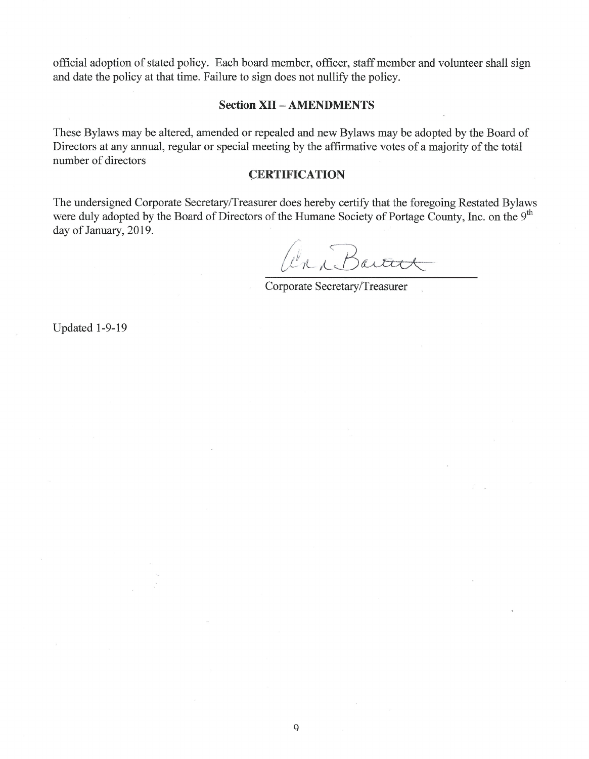official adoption of stated policy. Each board member, officer, staff member and volunteer shall sign and date the policy at that time. Failure to sign does not nullify the policy.

## Section XII – AMENDMENTS

These Bylaws may be altered, amended or repealed and new Bylaws may be adopted by the Board of Directors at any annual, regular or special meeting by the affirmative votes of a majority of the total number of directors

## CERTIFICATION

The undersigned Corporate Secretary/Treasurer does hereby certify that the foregoing Restated Bylaws were duly adopted by the Board of Directors of the Humane Society of Portage County, Inc. on the 9th day of January, 2019.

Corporate Secretary/Treasurer

Updated 1-9-19